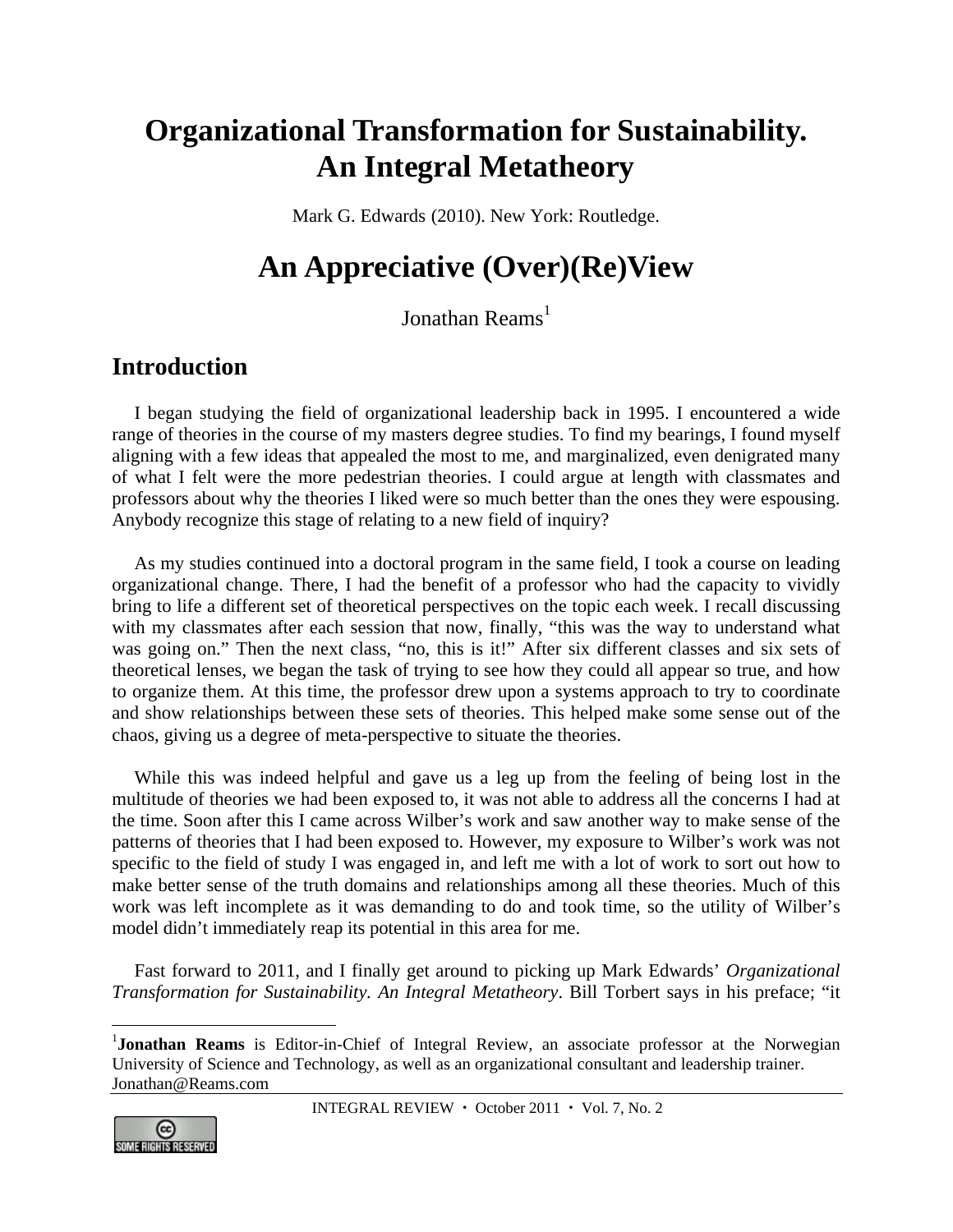# Organizational Transformation for Sustainability. An Integral Metatheory

Mark G. Edwards (2010). New York: Routledge.

# An Appreciative (Over)(Re)View

Jonathan Reams[1]

## Introduction

I began studying the field of organizational leadership back in 1995. I encountered a wide range of theories in the course of my masters degree studies. To find my bearings, I found myself aligning with a few ideas that appealed the most to me, and marginalized, even denigrated many of what I felt were the more pedestrian theories. I could argue at length with classmates and professors about why the theories I liked were so much better than the ones they were espousing. Anybody recognize this stage of relating to a new field of inquiry?

As my studies continued into a doctoral program in the same field, I took a course on leading organizational change. There, I had the benefit of a professor who had the capacity to vividly bring to life a different set of theoretical perspectives on the topic each week. I recall discussing with my classmates after each session that now, finally, "this was the way to understand what was going on." Then the next class, "no, this is it!" After six different classes and six sets of theoretical lenses, we began the task of trying to see how they could all appear so true, and how to organize them. At this time, the professor drew upon a systems approach to try to coordinate and show relationships between these sets of theories. This helped make some sense out of the chaos, giving us a degree of meta-perspective to situate the theories.

While this was indeed helpful and gave us a leg up from the feeling of being lost in the multitude of theories we had been exposed to, it was not able to address all the concerns I had at the time. Soon after this I came across Wilber's work and saw another way to make sense of the patterns of theories that I had been exposed to. However, my exposure to Wilber's work was not specific to the field of study I was engaged in, and left me with a lot of work to sort out how to make better sense of the truth domains and relationships among all these theories. Much of this work was left incomplete as it was demanding to do and took time, so the utility of Wilber's model didn't immediately reap its potential in this area for me.

Fast forward to 2011, and I finally get around to picking up Mark Edwards' *Organizational Transformation for Sustainability. An Integral Metatheory*. Bill Torbert says in his preface; "it

[1] **Jonathan Reams** is Editor-in-Chief of Integral Review, an associate professor at the Norwegian University of Science and Technology, as well as an organizational consultant and leadership trainer. Jonathan@Reams.com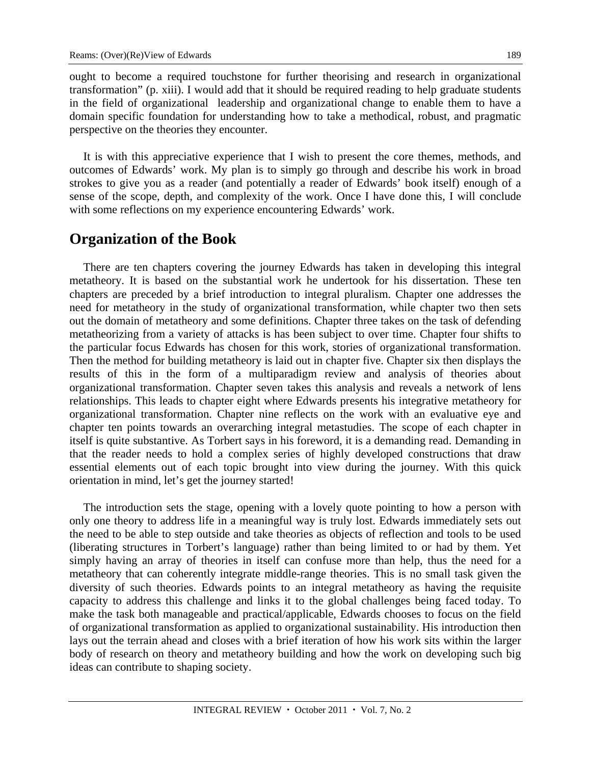ought to become a required touchstone for further theorising and research in organizational transformation" (p. xiii). I would add that it should be required reading to help graduate students in the field of organizational leadership and organizational change to enable them to have a domain specific foundation for understanding how to take a methodical, robust, and pragmatic perspective on the theories they encounter.

It is with this appreciative experience that I wish to present the core themes, methods, and outcomes of Edwards' work. My plan is to simply go through and describe his work in broad strokes to give you as a reader (and potentially a reader of Edwards' book itself) enough of a sense of the scope, depth, and complexity of the work. Once I have done this, I will conclude with some reflections on my experience encountering Edwards' work.

## Organization of the Book

There are ten chapters covering the journey Edwards has taken in developing this integral metatheory. It is based on the substantial work he undertook for his dissertation. These ten chapters are preceded by a brief introduction to integral pluralism. Chapter one addresses the need for metatheory in the study of organizational transformation, while chapter two then sets out the domain of metatheory and some definitions. Chapter three takes on the task of defending metatheorizing from a variety of attacks is has been subject to over time. Chapter four shifts to the particular focus Edwards has chosen for this work, stories of organizational transformation. Then the method for building metatheory is laid out in chapter five. Chapter six then displays the results of this in the form of a multiparadigm review and analysis of theories about organizational transformation. Chapter seven takes this analysis and reveals a network of lens relationships. This leads to chapter eight where Edwards presents his integrative metatheory for organizational transformation. Chapter nine reflects on the work with an evaluative eye and chapter ten points towards an overarching integral metastudies. The scope of each chapter in itself is quite substantive. As Torbert says in his foreword, it is a demanding read. Demanding in that the reader needs to hold a complex series of highly developed constructions that draw essential elements out of each topic brought into view during the journey. With this quick orientation in mind, let's get the journey started!

The introduction sets the stage, opening with a lovely quote pointing to how a person with only one theory to address life in a meaningful way is truly lost. Edwards immediately sets out the need to be able to step outside and take theories as objects of reflection and tools to be used (liberating structures in Torbert's language) rather than being limited to or had by them. Yet simply having an array of theories in itself can confuse more than help, thus the need for a metatheory that can coherently integrate middle-range theories. This is no small task given the diversity of such theories. Edwards points to an integral metatheory as having the requisite capacity to address this challenge and links it to the global challenges being faced today. To make the task both manageable and practical/applicable, Edwards chooses to focus on the field of organizational transformation as applied to organizational sustainability. His introduction then lays out the terrain ahead and closes with a brief iteration of how his work sits within the larger body of research on theory and metatheory building and how the work on developing such big ideas can contribute to shaping society.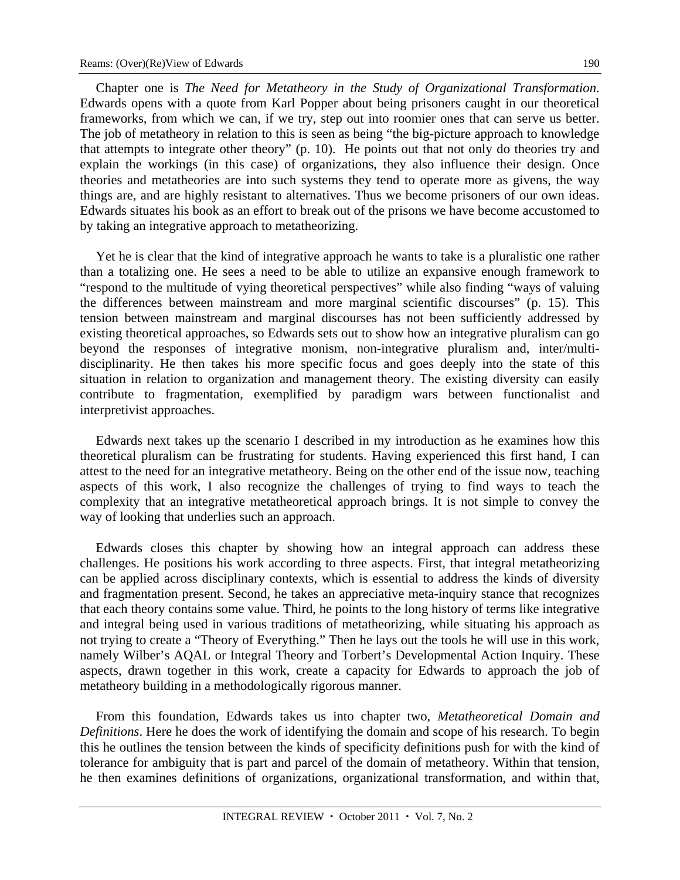Chapter one is *The Need for Metatheory in the Study of Organizational Transformation*. Edwards opens with a quote from Karl Popper about being prisoners caught in our theoretical frameworks, from which we can, if we try, step out into roomier ones that can serve us better. The job of metatheory in relation to this is seen as being "the big-picture approach to knowledge that attempts to integrate other theory" (p. 10). He points out that not only do theories try and explain the workings (in this case) of organizations, they also influence their design. Once theories and metatheories are into such systems they tend to operate more as givens, the way things are, and are highly resistant to alternatives. Thus we become prisoners of our own ideas. Edwards situates his book as an effort to break out of the prisons we have become accustomed to by taking an integrative approach to metatheorizing.

Yet he is clear that the kind of integrative approach he wants to take is a pluralistic one rather than a totalizing one. He sees a need to be able to utilize an expansive enough framework to "respond to the multitude of vying theoretical perspectives" while also finding "ways of valuing the differences between mainstream and more marginal scientific discourses" (p. 15). This tension between mainstream and marginal discourses has not been sufficiently addressed by existing theoretical approaches, so Edwards sets out to show how an integrative pluralism can go beyond the responses of integrative monism, non-integrative pluralism and, inter/multi-disciplinarity. He then takes his more specific focus and goes deeply into the state of this situation in relation to organization and management theory. The existing diversity can easily contribute to fragmentation, exemplified by paradigm wars between functionalist and interpretivist approaches.

Edwards next takes up the scenario I described in my introduction as he examines how this theoretical pluralism can be frustrating for students. Having experienced this first hand, I can attest to the need for an integrative metatheory. Being on the other end of the issue now, teaching aspects of this work, I also recognize the challenges of trying to find ways to teach the complexity that an integrative metatheoretical approach brings. It is not simple to convey the way of looking that underlies such an approach.

Edwards closes this chapter by showing how an integral approach can address these challenges. He positions his work according to three aspects. First, that integral metatheorizing can be applied across disciplinary contexts, which is essential to address the kinds of diversity and fragmentation present. Second, he takes an appreciative meta-inquiry stance that recognizes that each theory contains some value. Third, he points to the long history of terms like integrative and integral being used in various traditions of metatheorizing, while situating his approach as not trying to create a "Theory of Everything." Then he lays out the tools he will use in this work, namely Wilber's AQAL or Integral Theory and Torbert's Developmental Action Inquiry. These aspects, drawn together in this work, create a capacity for Edwards to approach the job of metatheory building in a methodologically rigorous manner.

From this foundation, Edwards takes us into chapter two, *Metatheoretical Domain and Definitions*. Here he does the work of identifying the domain and scope of his research. To begin this he outlines the tension between the kinds of specificity definitions push for with the kind of tolerance for ambiguity that is part and parcel of the domain of metatheory. Within that tension, he then examines definitions of organizations, organizational transformation, and within that,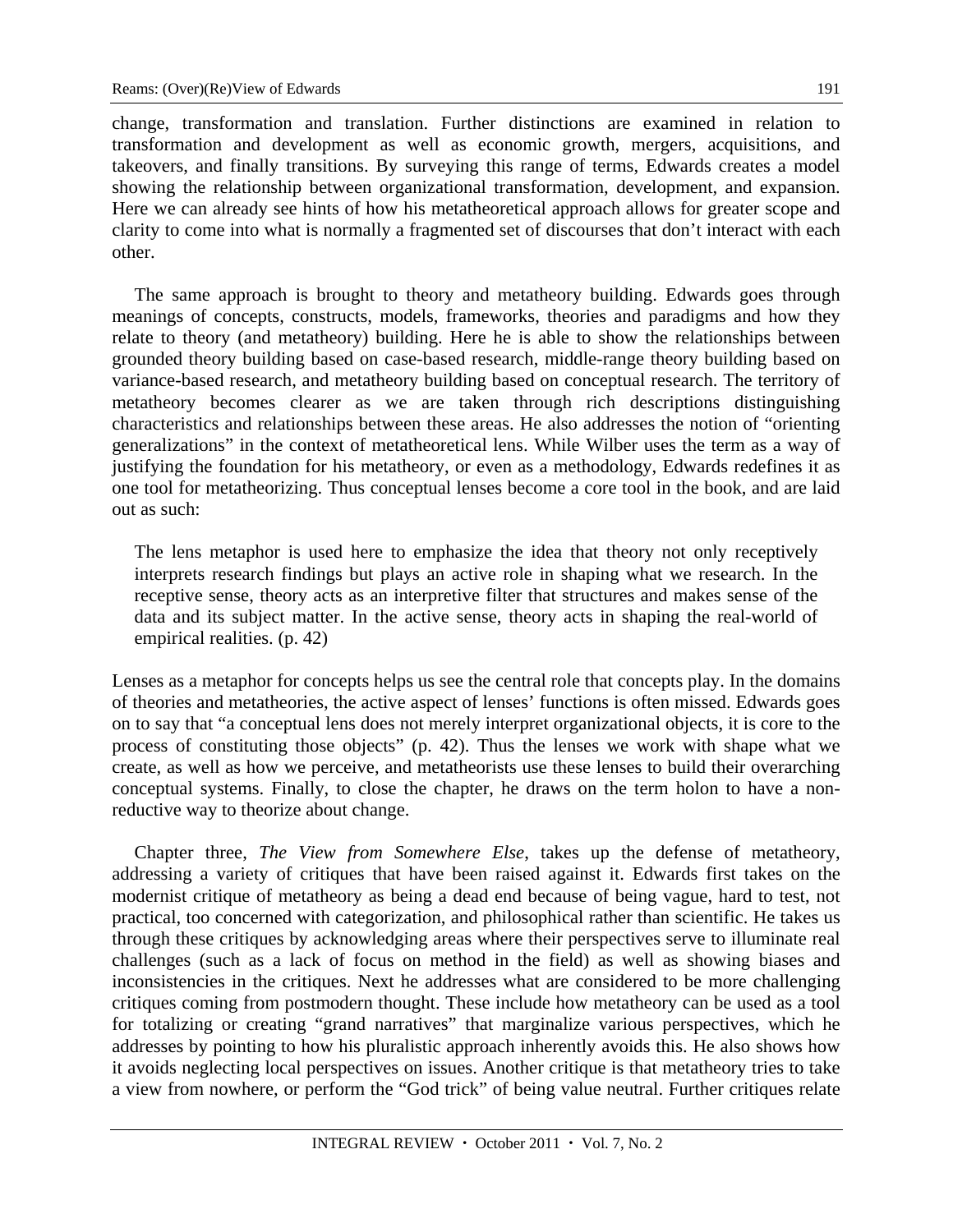change, transformation and translation. Further distinctions are examined in relation to transformation and development as well as economic growth, mergers, acquisitions, and takeovers, and finally transitions. By surveying this range of terms, Edwards creates a model showing the relationship between organizational transformation, development, and expansion. Here we can already see hints of how his metatheoretical approach allows for greater scope and clarity to come into what is normally a fragmented set of discourses that don't interact with each other.

The same approach is brought to theory and metatheory building. Edwards goes through meanings of concepts, constructs, models, frameworks, theories and paradigms and how they relate to theory (and metatheory) building. Here he is able to show the relationships between grounded theory building based on case-based research, middle-range theory building based on variance-based research, and metatheory building based on conceptual research. The territory of metatheory becomes clearer as we are taken through rich descriptions distinguishing characteristics and relationships between these areas. He also addresses the notion of "orienting generalizations" in the context of metatheoretical lens. While Wilber uses the term as a way of justifying the foundation for his metatheory, or even as a methodology, Edwards redefines it as one tool for metatheorizing. Thus conceptual lenses become a core tool in the book, and are laid out as such:

> The lens metaphor is used here to emphasize the idea that theory not only receptively interprets research findings but plays an active role in shaping what we research. In the receptive sense, theory acts as an interpretive filter that structures and makes sense of the data and its subject matter. In the active sense, theory acts in shaping the real-world of empirical realities. (p. 42)

Lenses as a metaphor for concepts helps us see the central role that concepts play. In the domains of theories and metatheories, the active aspect of lenses' functions is often missed. Edwards goes on to say that "a conceptual lens does not merely interpret organizational objects, it is core to the process of constituting those objects" (p. 42). Thus the lenses we work with shape what we create, as well as how we perceive, and metatheorists use these lenses to build their overarching conceptual systems. Finally, to close the chapter, he draws on the term holon to have a non-reductive way to theorize about change.

Chapter three, *The View from Somewhere Else*, takes up the defense of metatheory, addressing a variety of critiques that have been raised against it. Edwards first takes on the modernist critique of metatheory as being a dead end because of being vague, hard to test, not practical, too concerned with categorization, and philosophical rather than scientific. He takes us through these critiques by acknowledging areas where their perspectives serve to illuminate real challenges (such as a lack of focus on method in the field) as well as showing biases and inconsistencies in the critiques. Next he addresses what are considered to be more challenging critiques coming from postmodern thought. These include how metatheory can be used as a tool for totalizing or creating "grand narratives" that marginalize various perspectives, which he addresses by pointing to how his pluralistic approach inherently avoids this. He also shows how it avoids neglecting local perspectives on issues. Another critique is that metatheory tries to take a view from nowhere, or perform the "God trick" of being value neutral. Further critiques relate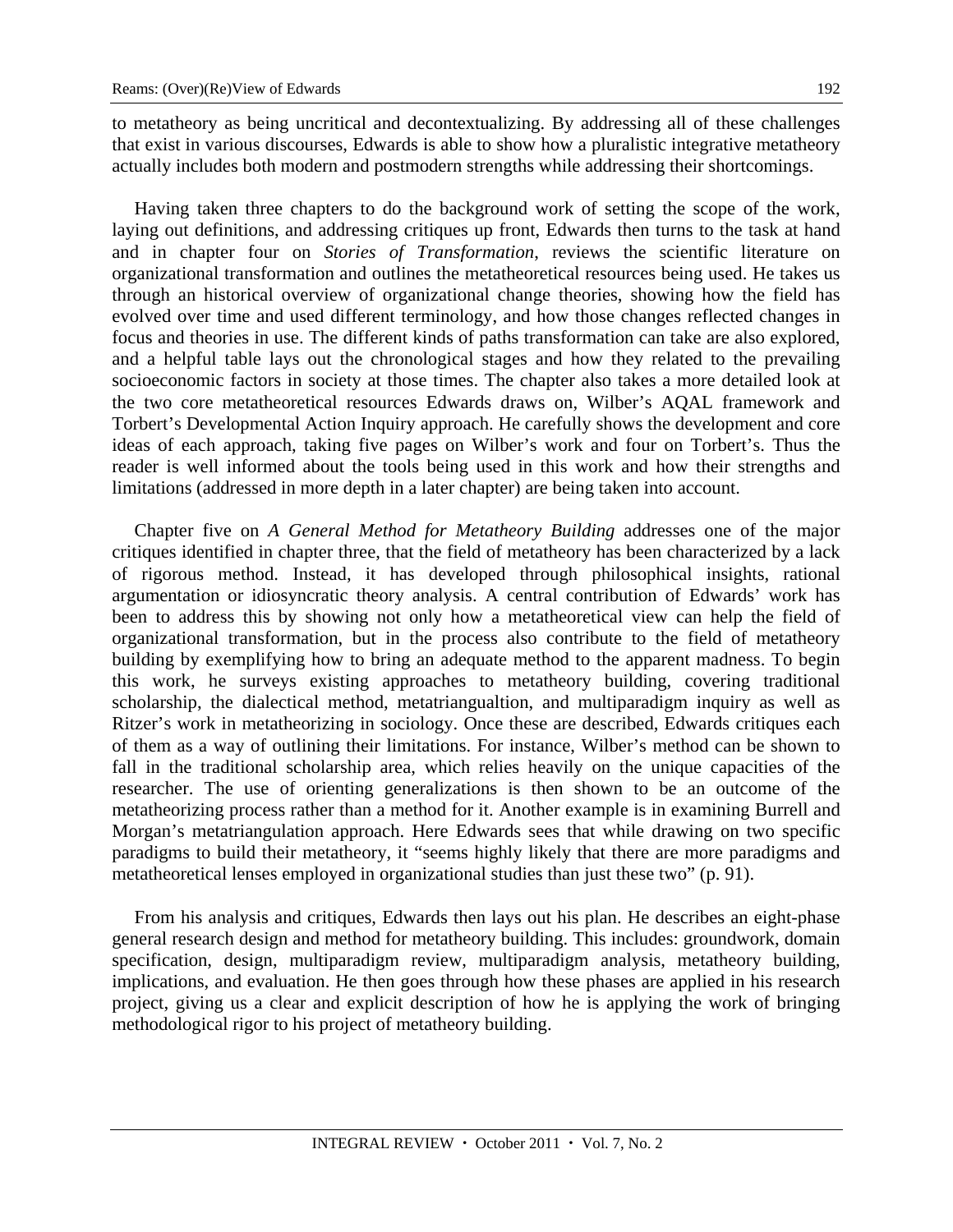to metatheory as being uncritical and decontextualizing. By addressing all of these challenges that exist in various discourses, Edwards is able to show how a pluralistic integrative metatheory actually includes both modern and postmodern strengths while addressing their shortcomings.

Having taken three chapters to do the background work of setting the scope of the work, laying out definitions, and addressing critiques up front, Edwards then turns to the task at hand and in chapter four on *Stories of Transformation*, reviews the scientific literature on organizational transformation and outlines the metatheoretical resources being used. He takes us through an historical overview of organizational change theories, showing how the field has evolved over time and used different terminology, and how those changes reflected changes in focus and theories in use. The different kinds of paths transformation can take are also explored, and a helpful table lays out the chronological stages and how they related to the prevailing socioeconomic factors in society at those times. The chapter also takes a more detailed look at the two core metatheoretical resources Edwards draws on, Wilber's AQAL framework and Torbert's Developmental Action Inquiry approach. He carefully shows the development and core ideas of each approach, taking five pages on Wilber's work and four on Torbert's. Thus the reader is well informed about the tools being used in this work and how their strengths and limitations (addressed in more depth in a later chapter) are being taken into account.

Chapter five on *A General Method for Metatheory Building* addresses one of the major critiques identified in chapter three, that the field of metatheory has been characterized by a lack of rigorous method. Instead, it has developed through philosophical insights, rational argumentation or idiosyncratic theory analysis. A central contribution of Edwards' work has been to address this by showing not only how a metatheoretical view can help the field of organizational transformation, but in the process also contribute to the field of metatheory building by exemplifying how to bring an adequate method to the apparent madness. To begin this work, he surveys existing approaches to metatheory building, covering traditional scholarship, the dialectical method, metatriangualtion, and multiparadigm inquiry as well as Ritzer's work in metatheorizing in sociology. Once these are described, Edwards critiques each of them as a way of outlining their limitations. For instance, Wilber's method can be shown to fall in the traditional scholarship area, which relies heavily on the unique capacities of the researcher. The use of orienting generalizations is then shown to be an outcome of the metatheorizing process rather than a method for it. Another example is in examining Burrell and Morgan's metatriangulation approach. Here Edwards sees that while drawing on two specific paradigms to build their metatheory, it "seems highly likely that there are more paradigms and metatheoretical lenses employed in organizational studies than just these two" (p. 91).

From his analysis and critiques, Edwards then lays out his plan. He describes an eight-phase general research design and method for metatheory building. This includes: groundwork, domain specification, design, multiparadigm review, multiparadigm analysis, metatheory building, implications, and evaluation. He then goes through how these phases are applied in his research project, giving us a clear and explicit description of how he is applying the work of bringing methodological rigor to his project of metatheory building.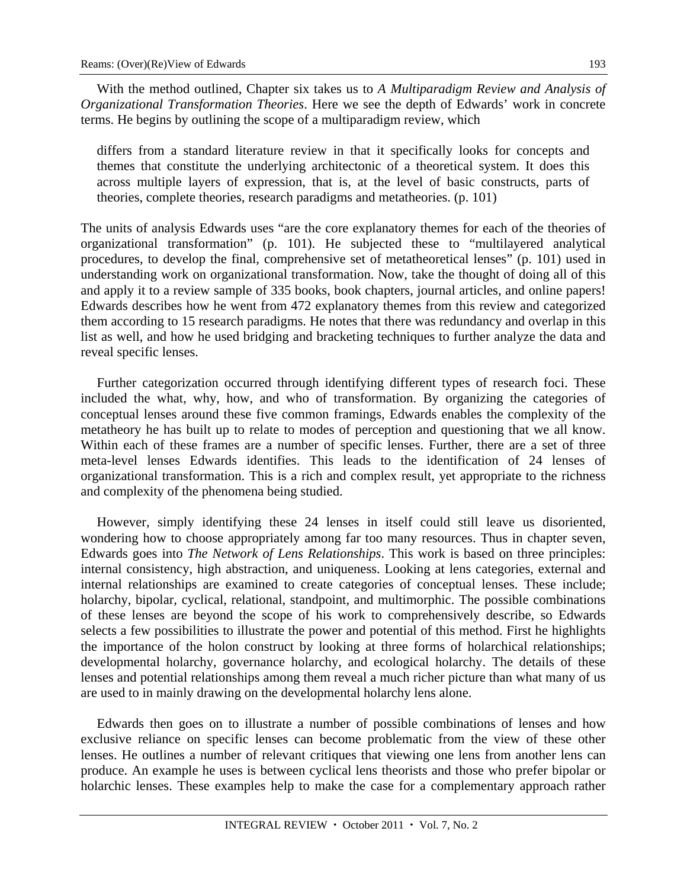With the method outlined, Chapter six takes us to *A Multiparadigm Review and Analysis of Organizational Transformation Theories*. Here we see the depth of Edwards' work in concrete terms. He begins by outlining the scope of a multiparadigm review, which

> differs from a standard literature review in that it specifically looks for concepts and themes that constitute the underlying architectonic of a theoretical system. It does this across multiple layers of expression, that is, at the level of basic constructs, parts of theories, complete theories, research paradigms and metatheories. (p. 101)

The units of analysis Edwards uses "are the core explanatory themes for each of the theories of organizational transformation" (p. 101). He subjected these to "multilayered analytical procedures, to develop the final, comprehensive set of metatheoretical lenses" (p. 101) used in understanding work on organizational transformation. Now, take the thought of doing all of this and apply it to a review sample of 335 books, book chapters, journal articles, and online papers! Edwards describes how he went from 472 explanatory themes from this review and categorized them according to 15 research paradigms. He notes that there was redundancy and overlap in this list as well, and how he used bridging and bracketing techniques to further analyze the data and reveal specific lenses.

Further categorization occurred through identifying different types of research foci. These included the what, why, how, and who of transformation. By organizing the categories of conceptual lenses around these five common framings, Edwards enables the complexity of the metatheory he has built up to relate to modes of perception and questioning that we all know. Within each of these frames are a number of specific lenses. Further, there are a set of three meta-level lenses Edwards identifies. This leads to the identification of 24 lenses of organizational transformation. This is a rich and complex result, yet appropriate to the richness and complexity of the phenomena being studied.

However, simply identifying these 24 lenses in itself could still leave us disoriented, wondering how to choose appropriately among far too many resources. Thus in chapter seven, Edwards goes into *The Network of Lens Relationships*. This work is based on three principles: internal consistency, high abstraction, and uniqueness. Looking at lens categories, external and internal relationships are examined to create categories of conceptual lenses. These include; holarchy, bipolar, cyclical, relational, standpoint, and multimorphic. The possible combinations of these lenses are beyond the scope of his work to comprehensively describe, so Edwards selects a few possibilities to illustrate the power and potential of this method. First he highlights the importance of the holon construct by looking at three forms of holarchical relationships; developmental holarchy, governance holarchy, and ecological holarchy. The details of these lenses and potential relationships among them reveal a much richer picture than what many of us are used to in mainly drawing on the developmental holarchy lens alone.

Edwards then goes on to illustrate a number of possible combinations of lenses and how exclusive reliance on specific lenses can become problematic from the view of these other lenses. He outlines a number of relevant critiques that viewing one lens from another lens can produce. An example he uses is between cyclical lens theorists and those who prefer bipolar or holarchic lenses. These examples help to make the case for a complementary approach rather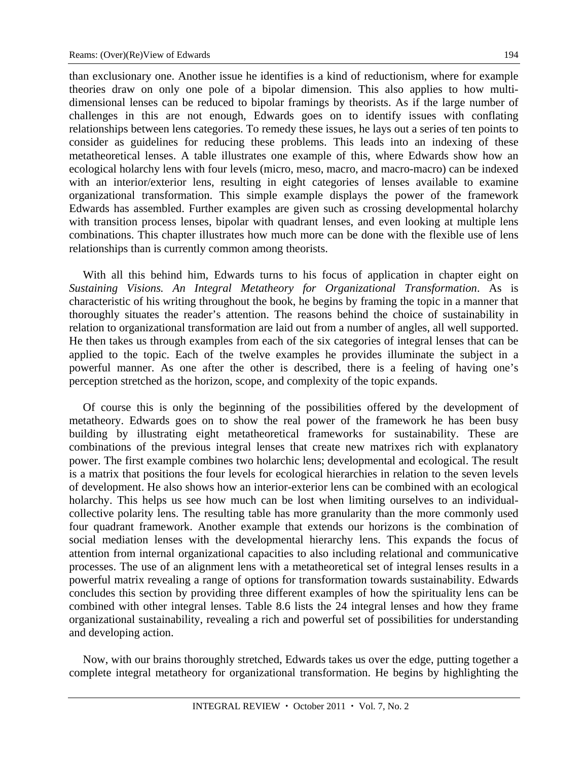than exclusionary one. Another issue he identifies is a kind of reductionism, where for example theories draw on only one pole of a bipolar dimension. This also applies to how multi-dimensional lenses can be reduced to bipolar framings by theorists. As if the large number of challenges in this are not enough, Edwards goes on to identify issues with conflating relationships between lens categories. To remedy these issues, he lays out a series of ten points to consider as guidelines for reducing these problems. This leads into an indexing of these metatheoretical lenses. A table illustrates one example of this, where Edwards show how an ecological holarchy lens with four levels (micro, meso, macro, and macro-macro) can be indexed with an interior/exterior lens, resulting in eight categories of lenses available to examine organizational transformation. This simple example displays the power of the framework Edwards has assembled. Further examples are given such as crossing developmental holarchy with transition process lenses, bipolar with quadrant lenses, and even looking at multiple lens combinations. This chapter illustrates how much more can be done with the flexible use of lens relationships than is currently common among theorists.

With all this behind him, Edwards turns to his focus of application in chapter eight on *Sustaining Visions. An Integral Metatheory for Organizational Transformation*. As is characteristic of his writing throughout the book, he begins by framing the topic in a manner that thoroughly situates the reader's attention. The reasons behind the choice of sustainability in relation to organizational transformation are laid out from a number of angles, all well supported. He then takes us through examples from each of the six categories of integral lenses that can be applied to the topic. Each of the twelve examples he provides illuminate the subject in a powerful manner. As one after the other is described, there is a feeling of having one's perception stretched as the horizon, scope, and complexity of the topic expands.

Of course this is only the beginning of the possibilities offered by the development of metatheory. Edwards goes on to show the real power of the framework he has been busy building by illustrating eight metatheoretical frameworks for sustainability. These are combinations of the previous integral lenses that create new matrixes rich with explanatory power. The first example combines two holarchic lens; developmental and ecological. The result is a matrix that positions the four levels for ecological hierarchies in relation to the seven levels of development. He also shows how an interior-exterior lens can be combined with an ecological holarchy. This helps us see how much can be lost when limiting ourselves to an individual-collective polarity lens. The resulting table has more granularity than the more commonly used four quadrant framework. Another example that extends our horizons is the combination of social mediation lenses with the developmental hierarchy lens. This expands the focus of attention from internal organizational capacities to also including relational and communicative processes. The use of an alignment lens with a metatheoretical set of integral lenses results in a powerful matrix revealing a range of options for transformation towards sustainability. Edwards concludes this section by providing three different examples of how the spirituality lens can be combined with other integral lenses. Table 8.6 lists the 24 integral lenses and how they frame organizational sustainability, revealing a rich and powerful set of possibilities for understanding and developing action.

Now, with our brains thoroughly stretched, Edwards takes us over the edge, putting together a complete integral metatheory for organizational transformation. He begins by highlighting the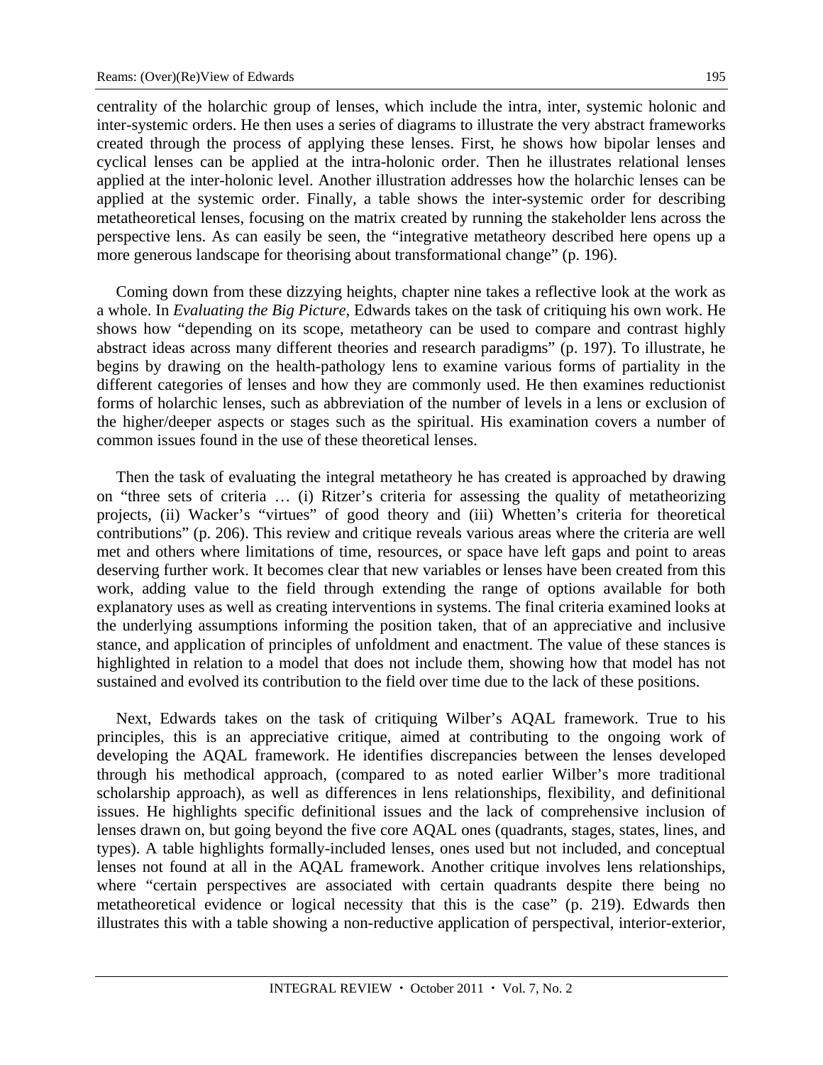centrality of the holarchic group of lenses, which include the intra, inter, systemic holonic and inter-systemic orders. He then uses a series of diagrams to illustrate the very abstract frameworks created through the process of applying these lenses. First, he shows how bipolar lenses and cyclical lenses can be applied at the intra-holonic order. Then he illustrates relational lenses applied at the inter-holonic level. Another illustration addresses how the holarchic lenses can be applied at the systemic order. Finally, a table shows the inter-systemic order for describing metatheoretical lenses, focusing on the matrix created by running the stakeholder lens across the perspective lens. As can easily be seen, the "integrative metatheory described here opens up a more generous landscape for theorising about transformational change" (p. 196).

Coming down from these dizzying heights, chapter nine takes a reflective look at the work as a whole. In *Evaluating the Big Picture*, Edwards takes on the task of critiquing his own work. He shows how "depending on its scope, metatheory can be used to compare and contrast highly abstract ideas across many different theories and research paradigms" (p. 197). To illustrate, he begins by drawing on the health-pathology lens to examine various forms of partiality in the different categories of lenses and how they are commonly used. He then examines reductionist forms of holarchic lenses, such as abbreviation of the number of levels in a lens or exclusion of the higher/deeper aspects or stages such as the spiritual. His examination covers a number of common issues found in the use of these theoretical lenses.

Then the task of evaluating the integral metatheory he has created is approached by drawing on "three sets of criteria … (i) Ritzer's criteria for assessing the quality of metatheorizing projects, (ii) Wacker's "virtues" of good theory and (iii) Whetten's criteria for theoretical contributions" (p. 206). This review and critique reveals various areas where the criteria are well met and others where limitations of time, resources, or space have left gaps and point to areas deserving further work. It becomes clear that new variables or lenses have been created from this work, adding value to the field through extending the range of options available for both explanatory uses as well as creating interventions in systems. The final criteria examined looks at the underlying assumptions informing the position taken, that of an appreciative and inclusive stance, and application of principles of unfoldment and enactment. The value of these stances is highlighted in relation to a model that does not include them, showing how that model has not sustained and evolved its contribution to the field over time due to the lack of these positions.

Next, Edwards takes on the task of critiquing Wilber's AQAL framework. True to his principles, this is an appreciative critique, aimed at contributing to the ongoing work of developing the AQAL framework. He identifies discrepancies between the lenses developed through his methodical approach, (compared to as noted earlier Wilber's more traditional scholarship approach), as well as differences in lens relationships, flexibility, and definitional issues. He highlights specific definitional issues and the lack of comprehensive inclusion of lenses drawn on, but going beyond the five core AQAL ones (quadrants, stages, states, lines, and types). A table highlights formally-included lenses, ones used but not included, and conceptual lenses not found at all in the AQAL framework. Another critique involves lens relationships, where "certain perspectives are associated with certain quadrants despite there being no metatheoretical evidence or logical necessity that this is the case" (p. 219). Edwards then illustrates this with a table showing a non-reductive application of perspectival, interior-exterior,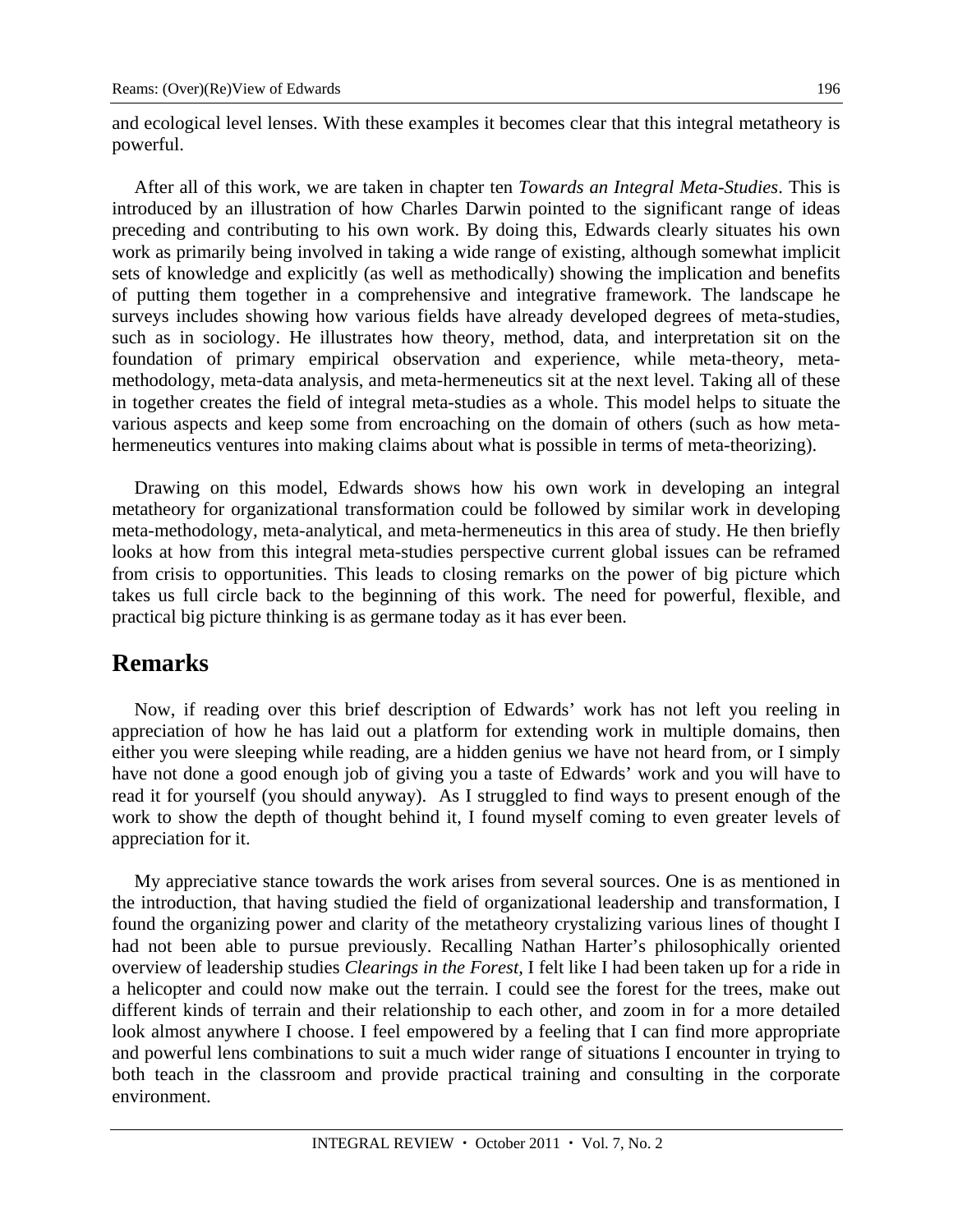and ecological level lenses. With these examples it becomes clear that this integral metatheory is powerful.

After all of this work, we are taken in chapter ten *Towards an Integral Meta-Studies*. This is introduced by an illustration of how Charles Darwin pointed to the significant range of ideas preceding and contributing to his own work. By doing this, Edwards clearly situates his own work as primarily being involved in taking a wide range of existing, although somewhat implicit sets of knowledge and explicitly (as well as methodically) showing the implication and benefits of putting them together in a comprehensive and integrative framework. The landscape he surveys includes showing how various fields have already developed degrees of meta-studies, such as in sociology. He illustrates how theory, method, data, and interpretation sit on the foundation of primary empirical observation and experience, while meta-theory, meta-methodology, meta-data analysis, and meta-hermeneutics sit at the next level. Taking all of these in together creates the field of integral meta-studies as a whole. This model helps to situate the various aspects and keep some from encroaching on the domain of others (such as how meta-hermeneutics ventures into making claims about what is possible in terms of meta-theorizing).

Drawing on this model, Edwards shows how his own work in developing an integral metatheory for organizational transformation could be followed by similar work in developing meta-methodology, meta-analytical, and meta-hermeneutics in this area of study. He then briefly looks at how from this integral meta-studies perspective current global issues can be reframed from crisis to opportunities. This leads to closing remarks on the power of big picture which takes us full circle back to the beginning of this work. The need for powerful, flexible, and practical big picture thinking is as germane today as it has ever been.

## Remarks

Now, if reading over this brief description of Edwards' work has not left you reeling in appreciation of how he has laid out a platform for extending work in multiple domains, then either you were sleeping while reading, are a hidden genius we have not heard from, or I simply have not done a good enough job of giving you a taste of Edwards' work and you will have to read it for yourself (you should anyway). As I struggled to find ways to present enough of the work to show the depth of thought behind it, I found myself coming to even greater levels of appreciation for it.

My appreciative stance towards the work arises from several sources. One is as mentioned in the introduction, that having studied the field of organizational leadership and transformation, I found the organizing power and clarity of the metatheory crystalizing various lines of thought I had not been able to pursue previously. Recalling Nathan Harter's philosophically oriented overview of leadership studies *Clearings in the Forest*, I felt like I had been taken up for a ride in a helicopter and could now make out the terrain. I could see the forest for the trees, make out different kinds of terrain and their relationship to each other, and zoom in for a more detailed look almost anywhere I choose. I feel empowered by a feeling that I can find more appropriate and powerful lens combinations to suit a much wider range of situations I encounter in trying to both teach in the classroom and provide practical training and consulting in the corporate environment.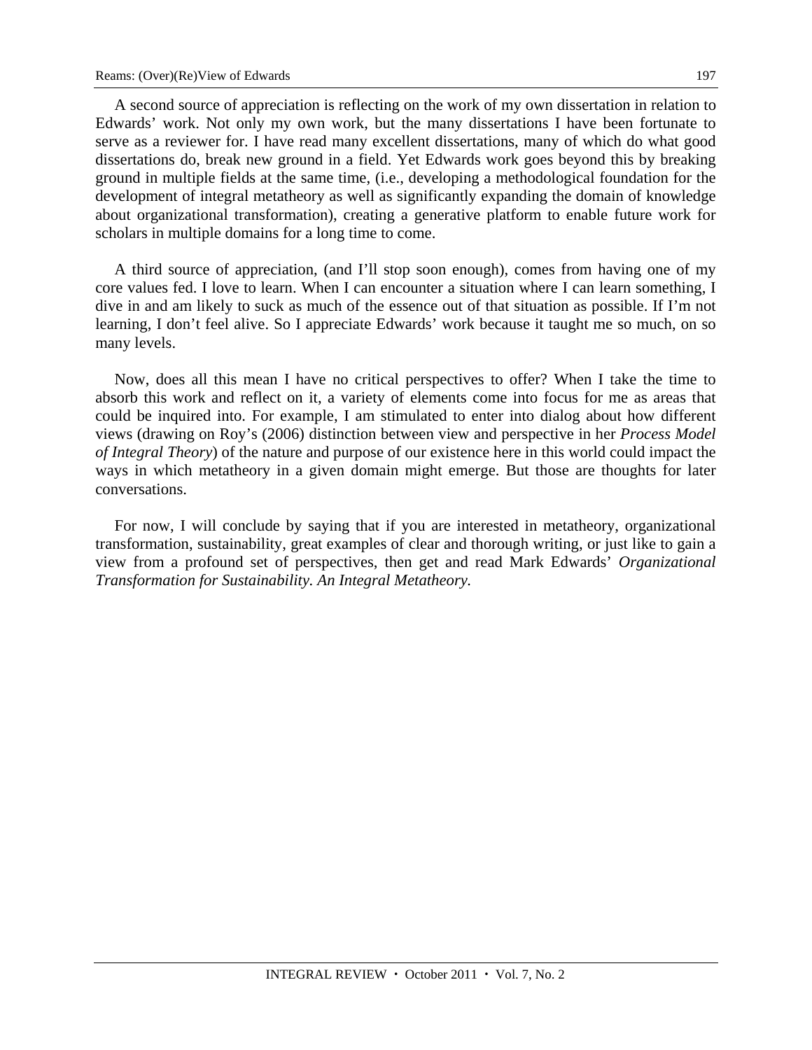A second source of appreciation is reflecting on the work of my own dissertation in relation to Edwards' work. Not only my own work, but the many dissertations I have been fortunate to serve as a reviewer for. I have read many excellent dissertations, many of which do what good dissertations do, break new ground in a field. Yet Edwards work goes beyond this by breaking ground in multiple fields at the same time, (i.e., developing a methodological foundation for the development of integral metatheory as well as significantly expanding the domain of knowledge about organizational transformation), creating a generative platform to enable future work for scholars in multiple domains for a long time to come.

A third source of appreciation, (and I'll stop soon enough), comes from having one of my core values fed. I love to learn. When I can encounter a situation where I can learn something, I dive in and am likely to suck as much of the essence out of that situation as possible. If I'm not learning, I don't feel alive. So I appreciate Edwards' work because it taught me so much, on so many levels.

Now, does all this mean I have no critical perspectives to offer? When I take the time to absorb this work and reflect on it, a variety of elements come into focus for me as areas that could be inquired into. For example, I am stimulated to enter into dialog about how different views (drawing on Roy's (2006) distinction between view and perspective in her *Process Model of Integral Theory*) of the nature and purpose of our existence here in this world could impact the ways in which metatheory in a given domain might emerge. But those are thoughts for later conversations.

For now, I will conclude by saying that if you are interested in metatheory, organizational transformation, sustainability, great examples of clear and thorough writing, or just like to gain a view from a profound set of perspectives, then get and read Mark Edwards' *Organizational Transformation for Sustainability. An Integral Metatheory.*